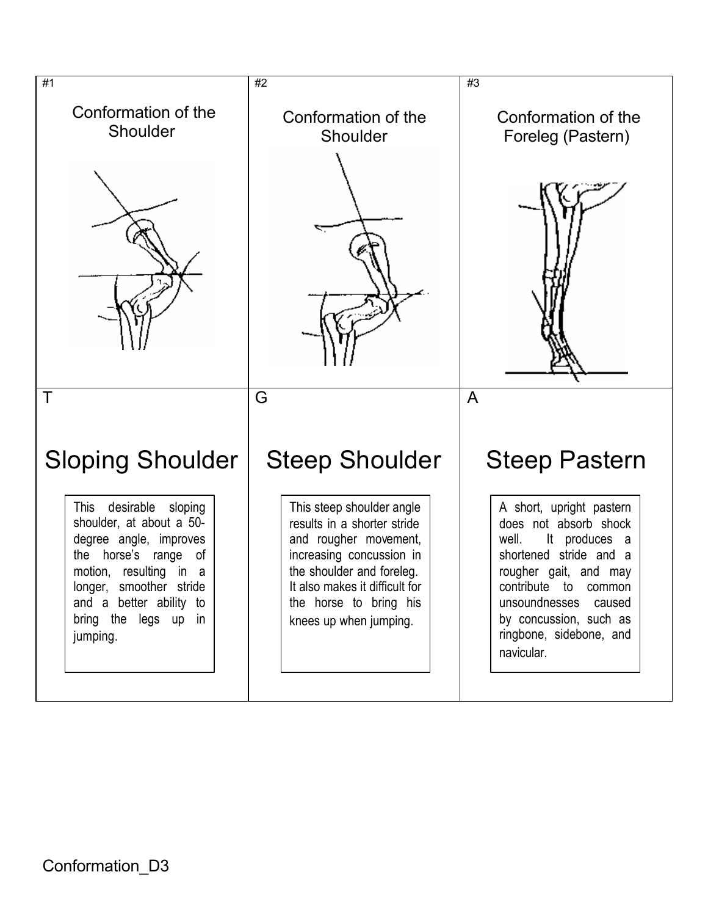| #1 | #2 | #3 |
| --- | --- | --- |
| Conformation of the Shoulder | Conformation of the Shoulder | Conformation of the Foreleg (Pastern) |
| T | G | A |
| **Sloping Shoulder** | **Steep Shoulder** | **Steep Pastern** |
| This desirable sloping shoulder, at about a 50-degree angle, improves the horse's range of motion, resulting in a longer, smoother stride and a better ability to bring the legs up in jumping. | This steep shoulder angle results in a shorter stride and rougher movement, increasing concussion in the shoulder and foreleg. It also makes it difficult for the horse to bring his knees up when jumping. | A short, upright pastern does not absorb shock well. It produces a shortened stride and a rougher gait, and may contribute to common unsoundnesses caused by concussion, such as ringbone, sidebone, and navicular. |

Conformation_D3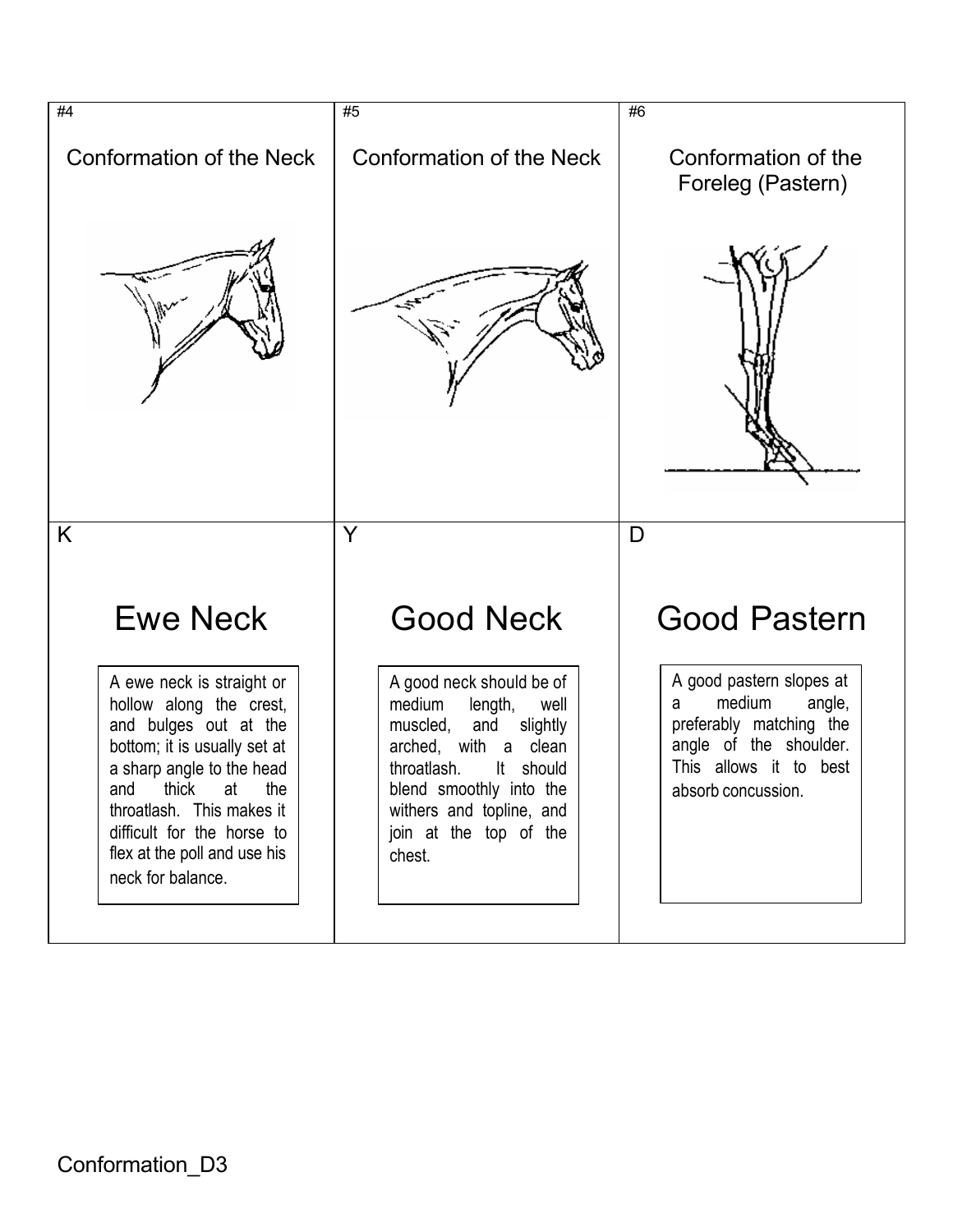| #4 | #5 | #6 |
| --- | --- | --- |
| Conformation of the Neck | Conformation of the Neck | Conformation of the Foreleg (Pastern) |

| K | Y | D |
| --- | --- | --- |
| **Ewe Neck** | **Good Neck** | **Good Pastern** |
| A ewe neck is straight or hollow along the crest, and bulges out at the bottom; it is usually set at a sharp angle to the head and thick at the throatlash. This makes it difficult for the horse to flex at the poll and use his neck for balance. | A good neck should be of medium length, well muscled, and slightly arched, with a clean throatlash. It should blend smoothly into the withers and topline, and join at the top of the chest. | A good pastern slopes at a medium angle, preferably matching the angle of the shoulder. This allows it to best absorb concussion. |

Conformation_D3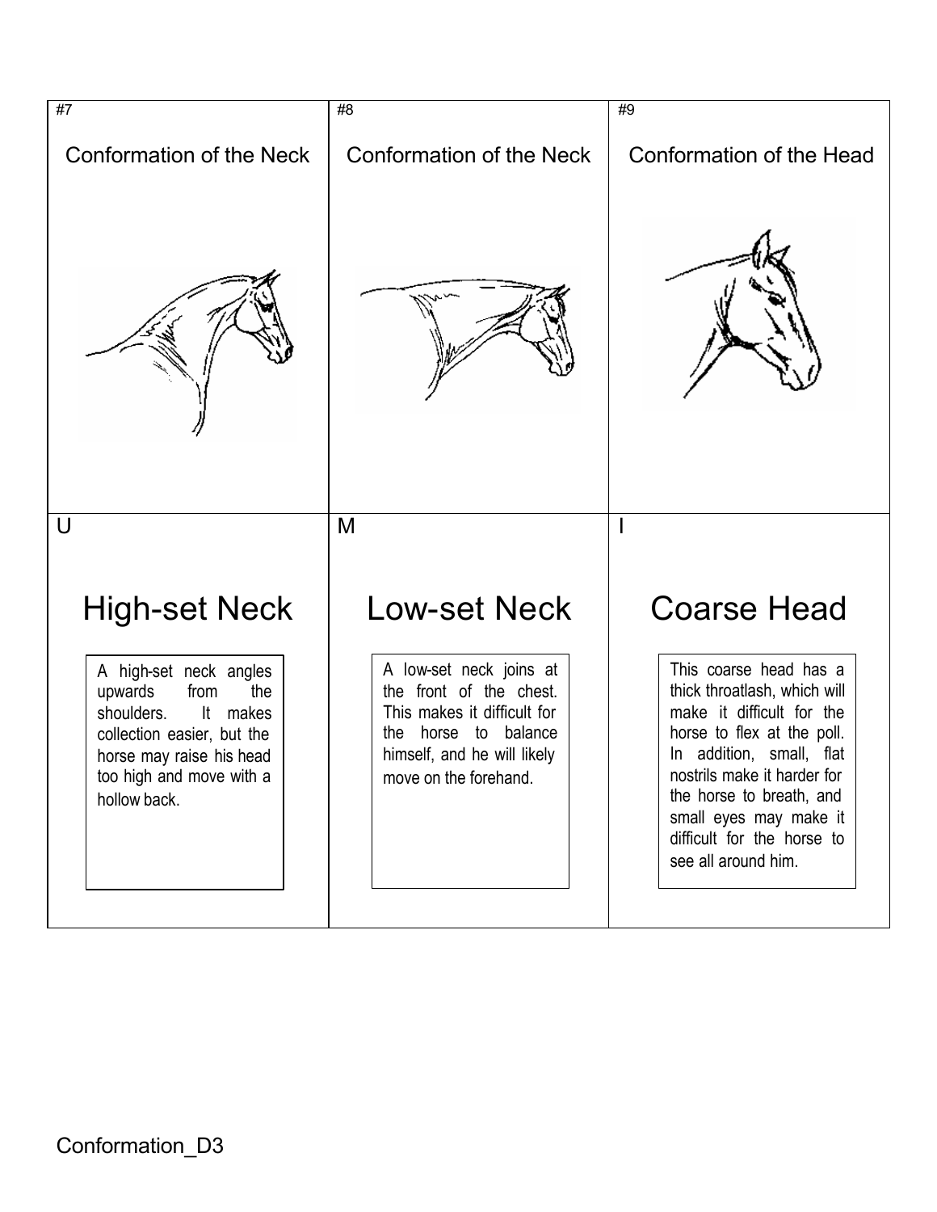| #7 | #8 | #9 |
| --- | --- | --- |
| Conformation of the Neck | Conformation of the Neck | Conformation of the Head |
| U | M | I |
| **High-set Neck** | **Low-set Neck** | **Coarse Head** |
| A high-set neck angles upwards from the shoulders. It makes collection easier, but the horse may raise his head too high and move with a hollow back. | A low-set neck joins at the front of the chest. This makes it difficult for the horse to balance himself, and he will likely move on the forehand. | This coarse head has a thick throatlash, which will make it difficult for the horse to flex at the poll. In addition, small, flat nostrils make it harder for the horse to breath, and small eyes may make it difficult for the horse to see all around him. |

Conformation_D3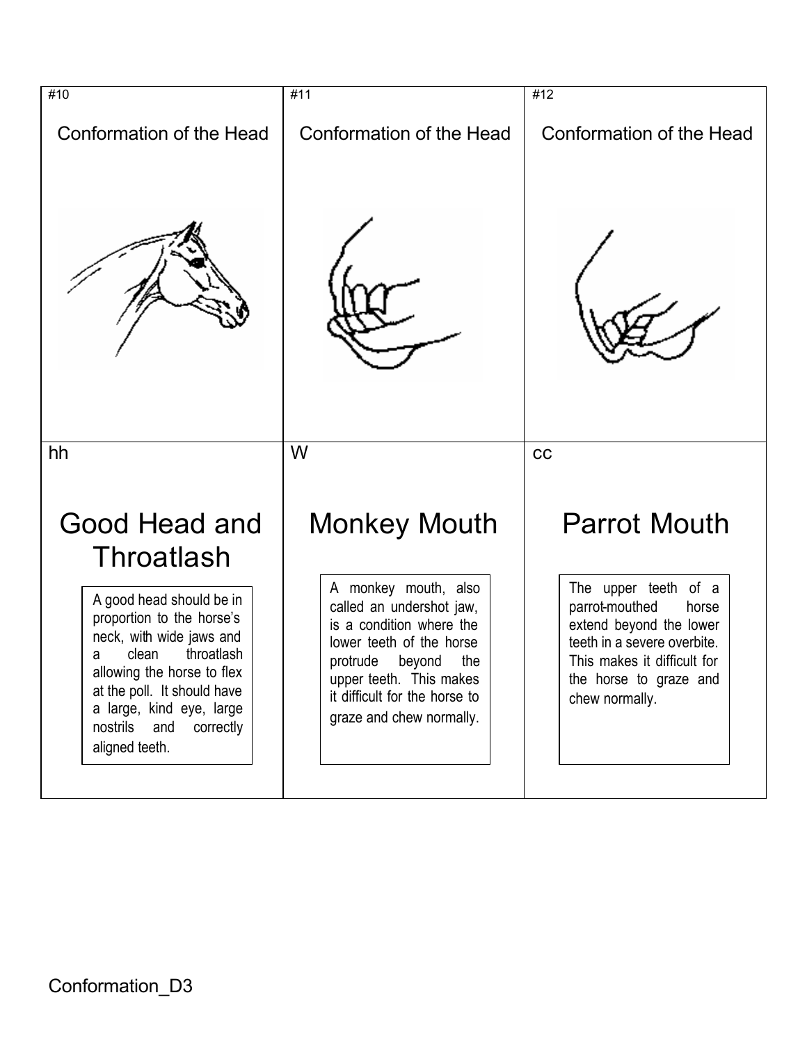| #10 | #11 | #12 |
| --- | --- | --- |
| Conformation of the Head | Conformation of the Head | Conformation of the Head |
| hh | W | cc |
| **Good Head and Throatlash** | **Monkey Mouth** | **Parrot Mouth** |
| A good head should be in proportion to the horse's neck, with wide jaws and a clean throatlash allowing the horse to flex at the poll. It should have a large, kind eye, large nostrils and correctly aligned teeth. | A monkey mouth, also called an undershot jaw, is a condition where the lower teeth of the horse protrude beyond the upper teeth. This makes it difficult for the horse to graze and chew normally. | The upper teeth of a parrot-mouthed horse extend beyond the lower teeth in a severe overbite. This makes it difficult for the horse to graze and chew normally. |

Conformation_D3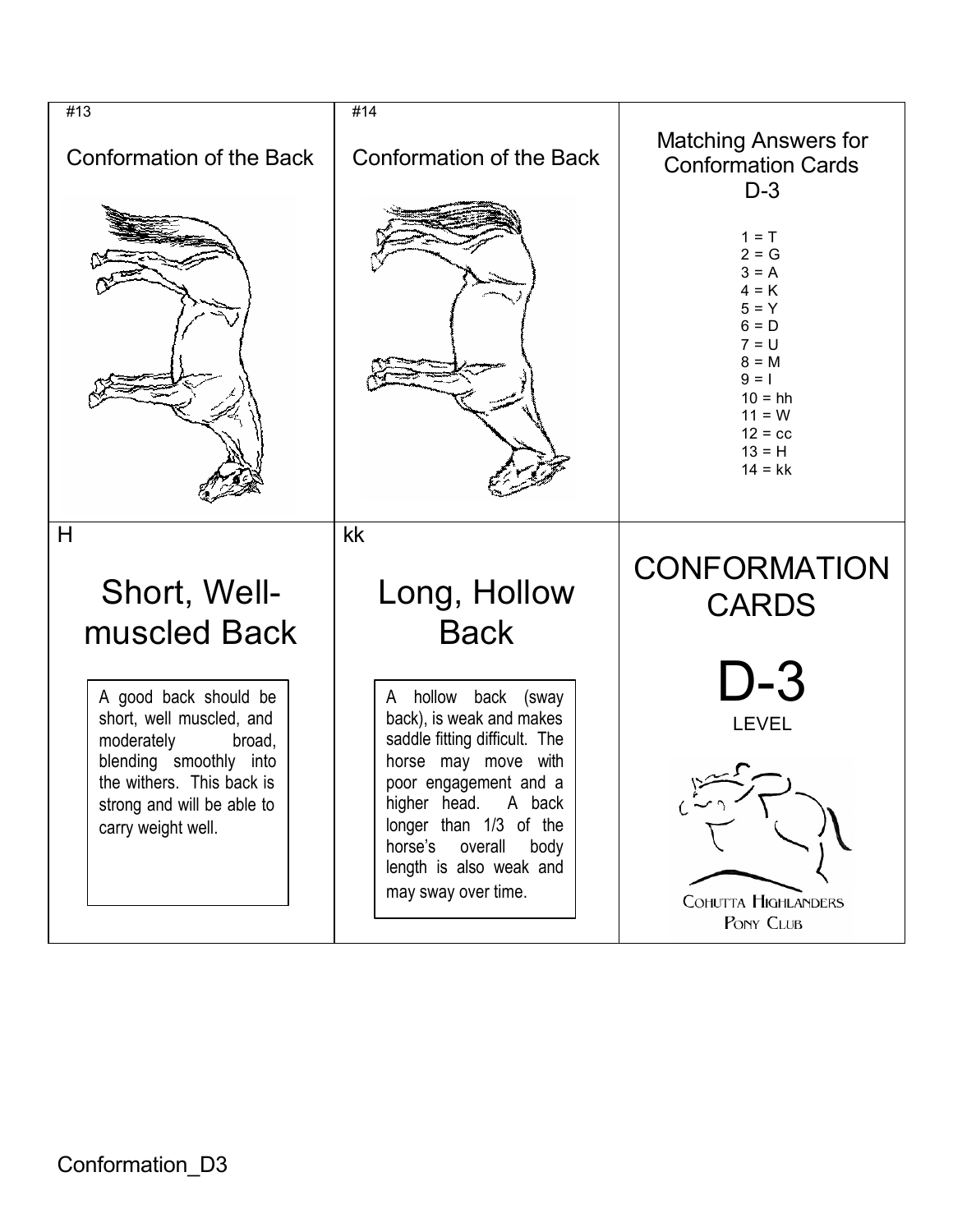#13

Conformation of the Back

#14

Conformation of the Back

Matching Answers for Conformation Cards D-3

1 = T
2 = G
3 = A
4 = K
5 = Y
6 = D
7 = U
8 = M
9 = I
10 = hh
11 = W
12 = cc
13 = H
14 = kk

H

## Short, Well-muscled Back

A good back should be short, well muscled, and moderately broad, blending smoothly into the withers. This back is strong and will be able to carry weight well.

kk

## Long, Hollow Back

A hollow back (sway back), is weak and makes saddle fitting difficult. The horse may move with poor engagement and a higher head. A back longer than 1/3 of the horse's overall body length is also weak and may sway over time.

# CONFORMATION CARDS

# D-3

LEVEL

Cohutta Highlanders Pony Club

Conformation_D3